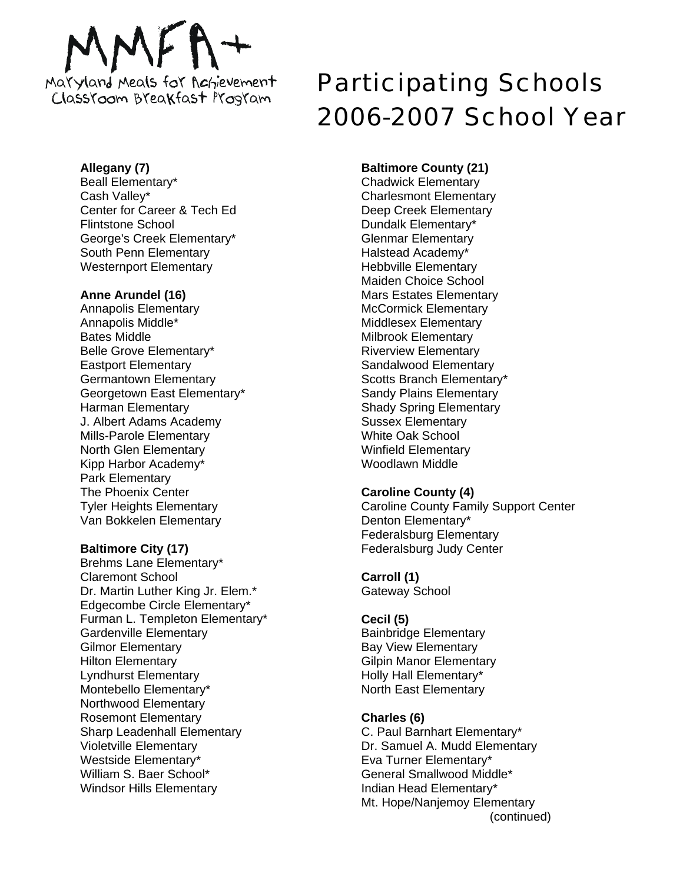MMFA+

Maryland Meals for Achievement
Classroom Breakfast Program

# Participating Schools 2006-2007 School Year

**Allegany (7)**
Beall Elementary*
Cash Valley*
Center for Career & Tech Ed
Flintstone School
George's Creek Elementary*
South Penn Elementary
Westernport Elementary

**Anne Arundel (16)**
Annapolis Elementary
Annapolis Middle*
Bates Middle
Belle Grove Elementary*
Eastport Elementary
Germantown Elementary
Georgetown East Elementary*
Harman Elementary
J. Albert Adams Academy
Mills-Parole Elementary
North Glen Elementary
Kipp Harbor Academy*
Park Elementary
The Phoenix Center
Tyler Heights Elementary
Van Bokkelen Elementary

**Baltimore City (17)**
Brehms Lane Elementary*
Claremont School
Dr. Martin Luther King Jr. Elem.*
Edgecombe Circle Elementary*
Furman L. Templeton Elementary*
Gardenville Elementary
Gilmor Elementary
Hilton Elementary
Lyndhurst Elementary
Montebello Elementary*
Northwood Elementary
Rosemont Elementary
Sharp Leadenhall Elementary
Violetville Elementary
Westside Elementary*
William S. Baer School*
Windsor Hills Elementary

**Baltimore County (21)**
Chadwick Elementary
Charlesmont Elementary
Deep Creek Elementary
Dundalk Elementary*
Glenmar Elementary
Halstead Academy*
Hebbville Elementary
Maiden Choice School
Mars Estates Elementary
McCormick Elementary
Middlesex Elementary
Milbrook Elementary
Riverview Elementary
Sandalwood Elementary
Scotts Branch Elementary*
Sandy Plains Elementary
Shady Spring Elementary
Sussex Elementary
White Oak School
Winfield Elementary
Woodlawn Middle

**Caroline County (4)**
Caroline County Family Support Center
Denton Elementary*
Federalsburg Elementary
Federalsburg Judy Center

**Carroll (1)**
Gateway School

**Cecil (5)**
Bainbridge Elementary
Bay View Elementary
Gilpin Manor Elementary
Holly Hall Elementary*
North East Elementary

**Charles (6)**
C. Paul Barnhart Elementary*
Dr. Samuel A. Mudd Elementary
Eva Turner Elementary*
General Smallwood Middle*
Indian Head Elementary*
Mt. Hope/Nanjemoy Elementary

(continued)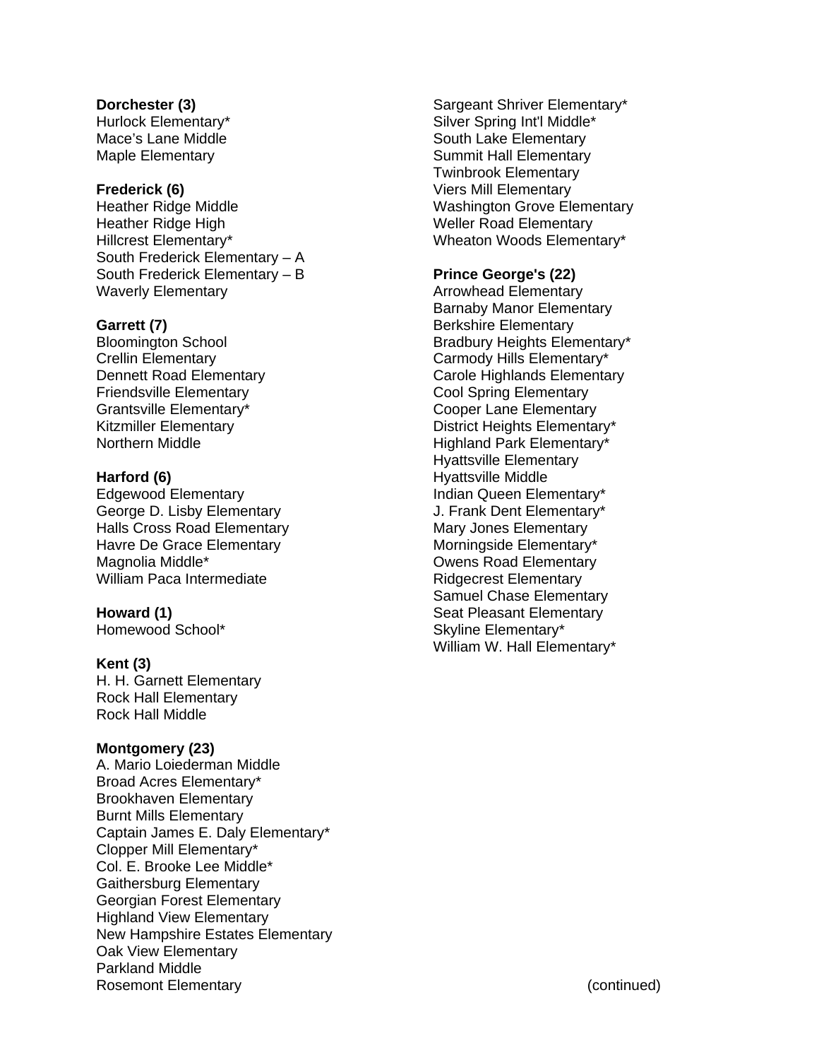**Dorchester (3)**
Hurlock Elementary*
Mace's Lane Middle
Maple Elementary

**Frederick (6)**
Heather Ridge Middle
Heather Ridge High
Hillcrest Elementary*
South Frederick Elementary – A
South Frederick Elementary – B
Waverly Elementary

**Garrett (7)**
Bloomington School
Crellin Elementary
Dennett Road Elementary
Friendsville Elementary
Grantsville Elementary*
Kitzmiller Elementary
Northern Middle

**Harford (6)**
Edgewood Elementary
George D. Lisby Elementary
Halls Cross Road Elementary
Havre De Grace Elementary
Magnolia Middle*
William Paca Intermediate

**Howard (1)**
Homewood School*

**Kent (3)**
H. H. Garnett Elementary
Rock Hall Elementary
Rock Hall Middle

**Montgomery (23)**
A. Mario Loiederman Middle
Broad Acres Elementary*
Brookhaven Elementary
Burnt Mills Elementary
Captain James E. Daly Elementary*
Clopper Mill Elementary*
Col. E. Brooke Lee Middle*
Gaithersburg Elementary
Georgian Forest Elementary
Highland View Elementary
New Hampshire Estates Elementary
Oak View Elementary
Parkland Middle
Rosemont Elementary
Sargeant Shriver Elementary*
Silver Spring Int'l Middle*
South Lake Elementary
Summit Hall Elementary
Twinbrook Elementary
Viers Mill Elementary
Washington Grove Elementary
Weller Road Elementary
Wheaton Woods Elementary*

**Prince George's (22)**
Arrowhead Elementary
Barnaby Manor Elementary
Berkshire Elementary
Bradbury Heights Elementary*
Carmody Hills Elementary*
Carole Highlands Elementary
Cool Spring Elementary
Cooper Lane Elementary
District Heights Elementary*
Highland Park Elementary*
Hyattsville Elementary
Hyattsville Middle
Indian Queen Elementary*
J. Frank Dent Elementary*
Mary Jones Elementary
Morningside Elementary*
Owens Road Elementary
Ridgecrest Elementary
Samuel Chase Elementary
Seat Pleasant Elementary
Skyline Elementary*
William W. Hall Elementary*

(continued)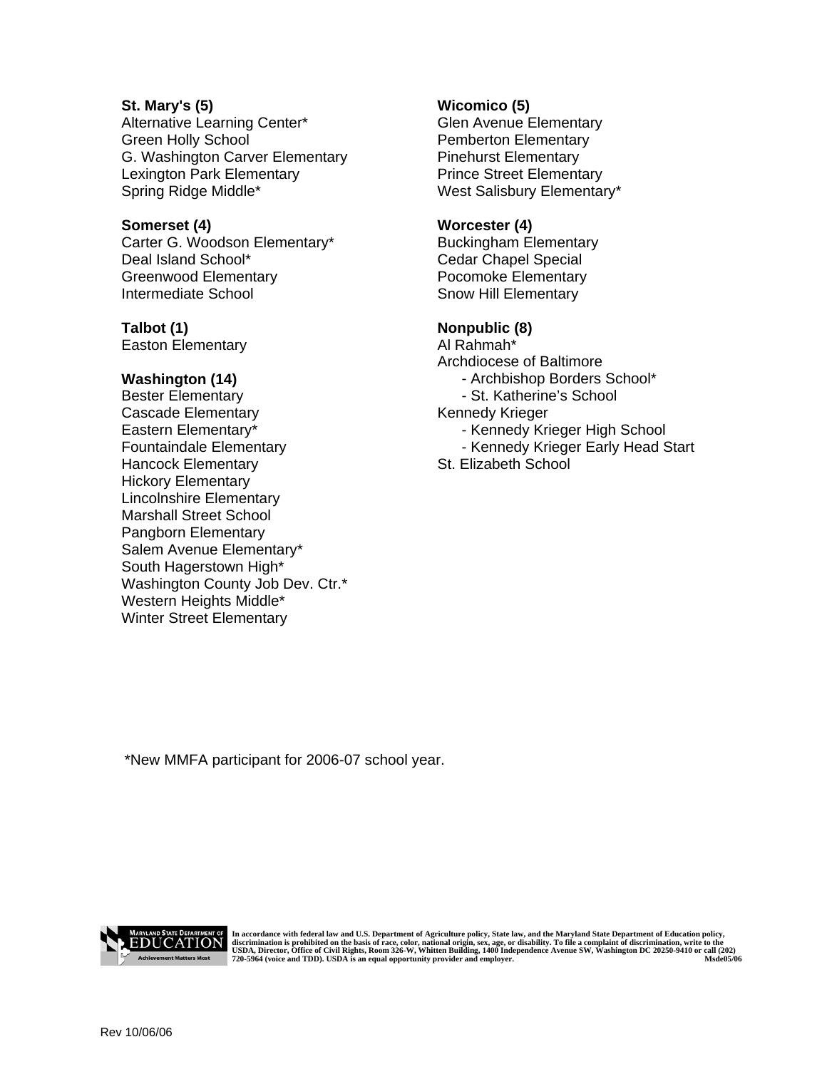**St. Mary's (5)**
Alternative Learning Center*
Green Holly School
G. Washington Carver Elementary
Lexington Park Elementary
Spring Ridge Middle*

**Somerset (4)**
Carter G. Woodson Elementary*
Deal Island School*
Greenwood Elementary
Intermediate School

**Talbot (1)**
Easton Elementary

**Washington (14)**
Bester Elementary
Cascade Elementary
Eastern Elementary*
Fountaindale Elementary
Hancock Elementary
Hickory Elementary
Lincolnshire Elementary
Marshall Street School
Pangborn Elementary
Salem Avenue Elementary*
South Hagerstown High*
Washington County Job Dev. Ctr.*
Western Heights Middle*
Winter Street Elementary

**Wicomico (5)**
Glen Avenue Elementary
Pemberton Elementary
Pinehurst Elementary
Prince Street Elementary
West Salisbury Elementary*

**Worcester (4)**
Buckingham Elementary
Cedar Chapel Special
Pocomoke Elementary
Snow Hill Elementary

**Nonpublic (8)**
Al Rahmah*
Archdiocese of Baltimore
- Archbishop Borders School*
- St. Katherine's School

Kennedy Krieger
- Kennedy Krieger High School
- Kennedy Krieger Early Head Start

St. Elizabeth School

*New MMFA participant for 2006-07 school year.

MARYLAND STATE DEPARTMENT OF EDUCATION
Achievement Matters Most

In accordance with federal law and U.S. Department of Agriculture policy, State law, and the Maryland State Department of Education policy, discrimination is prohibited on the basis of race, color, national origin, sex, age, or disability. To file a complaint of discrimination, write to the USDA, Director, Office of Civil Rights, Room 326-W, Whitten Building, 1400 Independence Avenue SW, Washington DC 20250-9410 or call (202) 720-5964 (voice and TDD). USDA is an equal opportunity provider and employer. Msde05/06

Rev 10/06/06